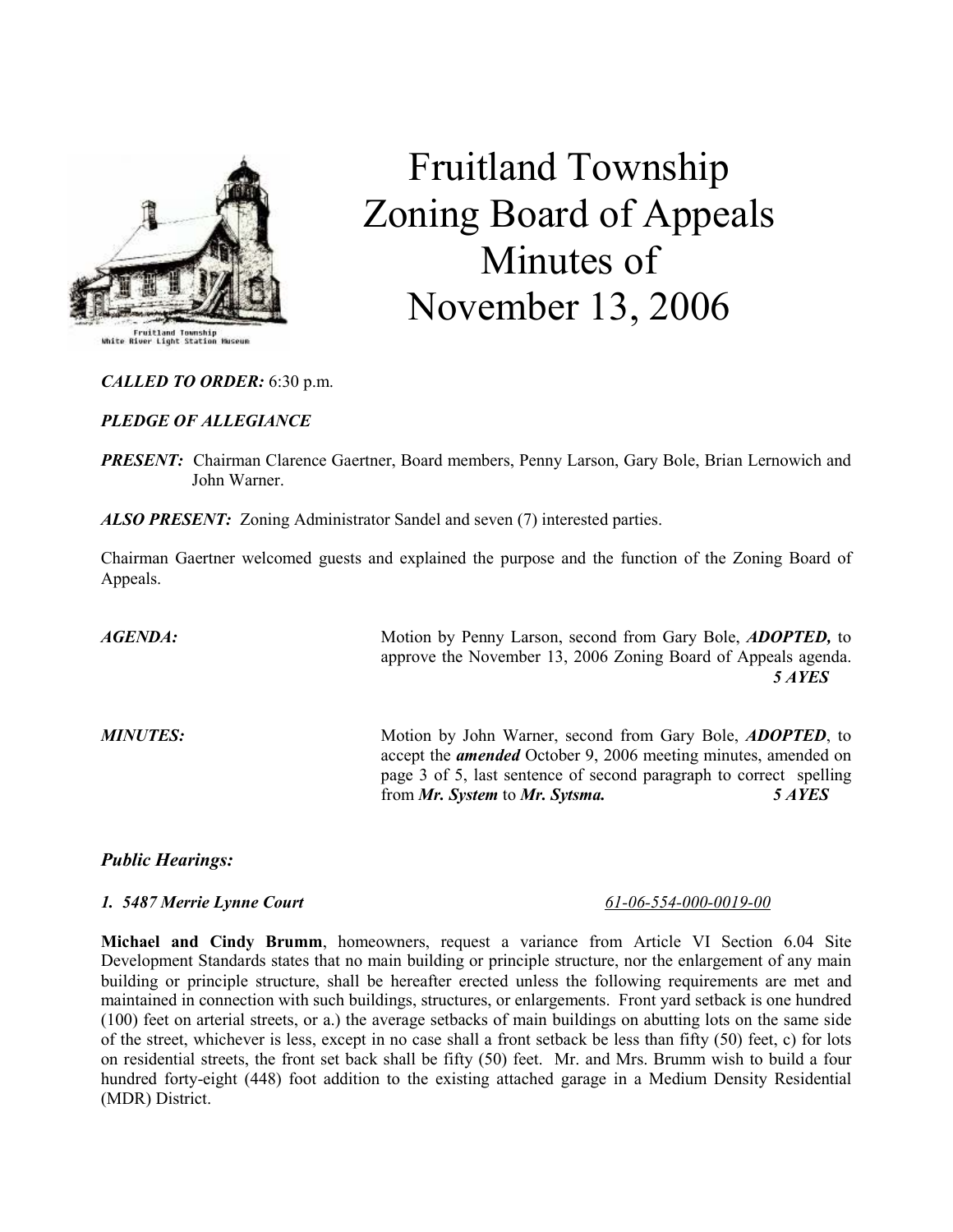# Fruitland Township Zoning Board of Appeals Minutes of November 13, 2006

Fruitland Township
White River Light Station Museum

***CALLED TO ORDER:*** 6:30 p.m.

***PLEDGE OF ALLEGIANCE***

***PRESENT:*** Chairman Clarence Gaertner, Board members, Penny Larson, Gary Bole, Brian Lernowich and John Warner.

***ALSO PRESENT:*** Zoning Administrator Sandel and seven (7) interested parties.

Chairman Gaertner welcomed guests and explained the purpose and the function of the Zoning Board of Appeals.

***AGENDA:*** Motion by Penny Larson, second from Gary Bole, ***ADOPTED,*** to approve the November 13, 2006 Zoning Board of Appeals agenda. ***5 AYES***

***MINUTES:*** Motion by John Warner, second from Gary Bole, ***ADOPTED***, to accept the ***amended*** October 9, 2006 meeting minutes, amended on page 3 of 5, last sentence of second paragraph to correct spelling from ***Mr. System*** to ***Mr. Sytsma.*** ***5 AYES***

## *Public Hearings:*

### *1. 5487 Merrie Lynne Court* *61-06-554-000-0019-00*

**Michael and Cindy Brumm**, homeowners, request a variance from Article VI Section 6.04 Site Development Standards states that no main building or principle structure, nor the enlargement of any main building or principle structure, shall be hereafter erected unless the following requirements are met and maintained in connection with such buildings, structures, or enlargements. Front yard setback is one hundred (100) feet on arterial streets, or a.) the average setbacks of main buildings on abutting lots on the same side of the street, whichever is less, except in no case shall a front setback be less than fifty (50) feet, c) for lots on residential streets, the front set back shall be fifty (50) feet. Mr. and Mrs. Brumm wish to build a four hundred forty-eight (448) foot addition to the existing attached garage in a Medium Density Residential (MDR) District.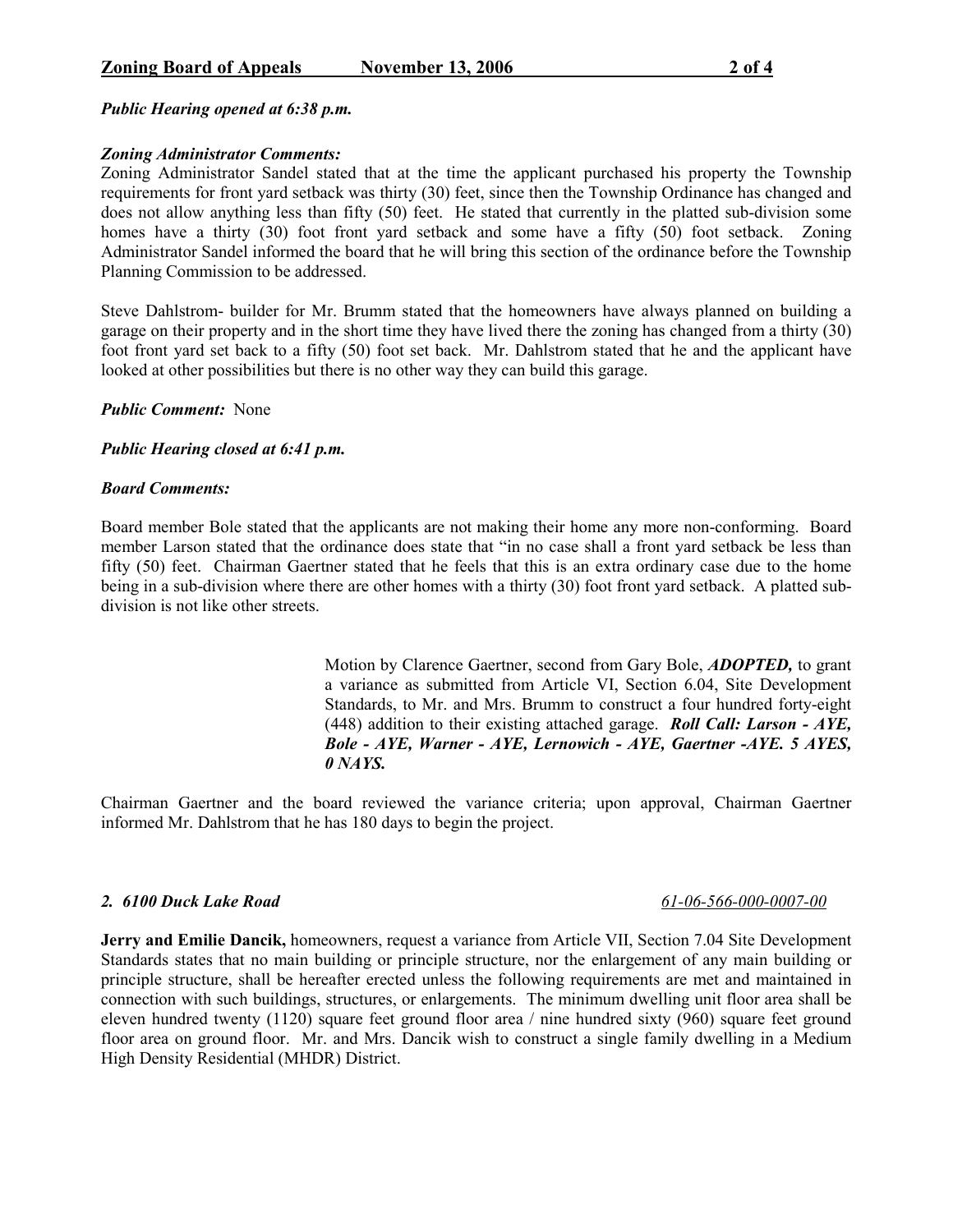*Public Hearing opened at 6:38 p.m.*

***Zoning Administrator Comments:***

Zoning Administrator Sandel stated that at the time the applicant purchased his property the Township requirements for front yard setback was thirty (30) feet, since then the Township Ordinance has changed and does not allow anything less than fifty (50) feet. He stated that currently in the platted sub-division some homes have a thirty (30) foot front yard setback and some have a fifty (50) foot setback. Zoning Administrator Sandel informed the board that he will bring this section of the ordinance before the Township Planning Commission to be addressed.

Steve Dahlstrom- builder for Mr. Brumm stated that the homeowners have always planned on building a garage on their property and in the short time they have lived there the zoning has changed from a thirty (30) foot front yard set back to a fifty (50) foot set back. Mr. Dahlstrom stated that he and the applicant have looked at other possibilities but there is no other way they can build this garage.

***Public Comment:*** None

***Public Hearing closed at 6:41 p.m.***

***Board Comments:***

Board member Bole stated that the applicants are not making their home any more non-conforming. Board member Larson stated that the ordinance does state that "in no case shall a front yard setback be less than fifty (50) feet. Chairman Gaertner stated that he feels that this is an extra ordinary case due to the home being in a sub-division where there are other homes with a thirty (30) foot front yard setback. A platted sub-division is not like other streets.

> Motion by Clarence Gaertner, second from Gary Bole, ***ADOPTED,*** to grant a variance as submitted from Article VI, Section 6.04, Site Development Standards, to Mr. and Mrs. Brumm to construct a four hundred forty-eight (448) addition to their existing attached garage. ***Roll Call: Larson - AYE, Bole - AYE, Warner - AYE, Lernowich - AYE, Gaertner -AYE. 5 AYES, 0 NAYS.***

Chairman Gaertner and the board reviewed the variance criteria; upon approval, Chairman Gaertner informed Mr. Dahlstrom that he has 180 days to begin the project.

***2. 6100 Duck Lake Road*** *61-06-566-000-0007-00*

**Jerry and Emilie Dancik,** homeowners, request a variance from Article VII, Section 7.04 Site Development Standards states that no main building or principle structure, nor the enlargement of any main building or principle structure, shall be hereafter erected unless the following requirements are met and maintained in connection with such buildings, structures, or enlargements. The minimum dwelling unit floor area shall be eleven hundred twenty (1120) square feet ground floor area / nine hundred sixty (960) square feet ground floor area on ground floor. Mr. and Mrs. Dancik wish to construct a single family dwelling in a Medium High Density Residential (MHDR) District.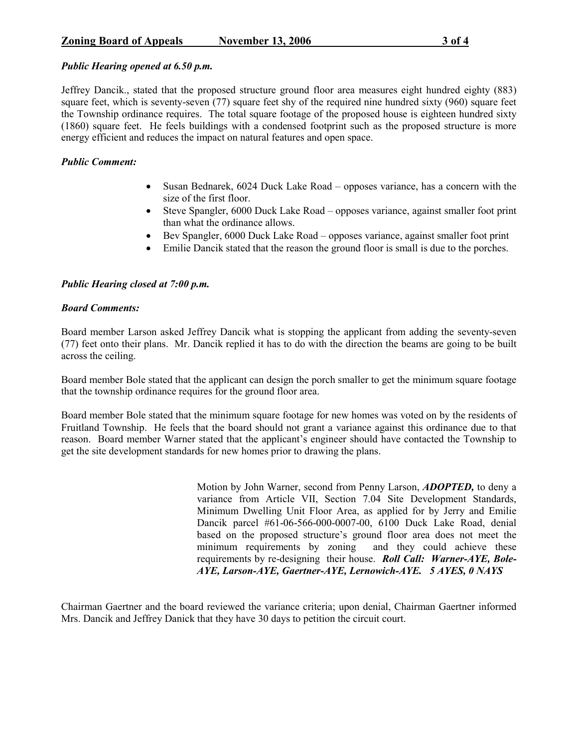***Public Hearing opened at 6.50 p.m.***

Jeffrey Dancik., stated that the proposed structure ground floor area measures eight hundred eighty (883) square feet, which is seventy-seven (77) square feet shy of the required nine hundred sixty (960) square feet the Township ordinance requires. The total square footage of the proposed house is eighteen hundred sixty (1860) square feet. He feels buildings with a condensed footprint such as the proposed structure is more energy efficient and reduces the impact on natural features and open space.

***Public Comment:***

- Susan Bednarek, 6024 Duck Lake Road – opposes variance, has a concern with the size of the first floor.
- Steve Spangler, 6000 Duck Lake Road – opposes variance, against smaller foot print than what the ordinance allows.
- Bev Spangler, 6000 Duck Lake Road – opposes variance, against smaller foot print
- Emilie Dancik stated that the reason the ground floor is small is due to the porches.

***Public Hearing closed at 7:00 p.m.***

***Board Comments:***

Board member Larson asked Jeffrey Dancik what is stopping the applicant from adding the seventy-seven (77) feet onto their plans. Mr. Dancik replied it has to do with the direction the beams are going to be built across the ceiling.

Board member Bole stated that the applicant can design the porch smaller to get the minimum square footage that the township ordinance requires for the ground floor area.

Board member Bole stated that the minimum square footage for new homes was voted on by the residents of Fruitland Township. He feels that the board should not grant a variance against this ordinance due to that reason. Board member Warner stated that the applicant's engineer should have contacted the Township to get the site development standards for new homes prior to drawing the plans.

> Motion by John Warner, second from Penny Larson, ***ADOPTED,*** to deny a variance from Article VII, Section 7.04 Site Development Standards, Minimum Dwelling Unit Floor Area, as applied for by Jerry and Emilie Dancik parcel #61-06-566-000-0007-00, 6100 Duck Lake Road, denial based on the proposed structure's ground floor area does not meet the minimum requirements by zoning and they could achieve these requirements by re-designing their house. ***Roll Call: Warner-AYE, Bole-AYE, Larson-AYE, Gaertner-AYE, Lernowich-AYE. 5 AYES, 0 NAYS***

Chairman Gaertner and the board reviewed the variance criteria; upon denial, Chairman Gaertner informed Mrs. Dancik and Jeffrey Danick that they have 30 days to petition the circuit court.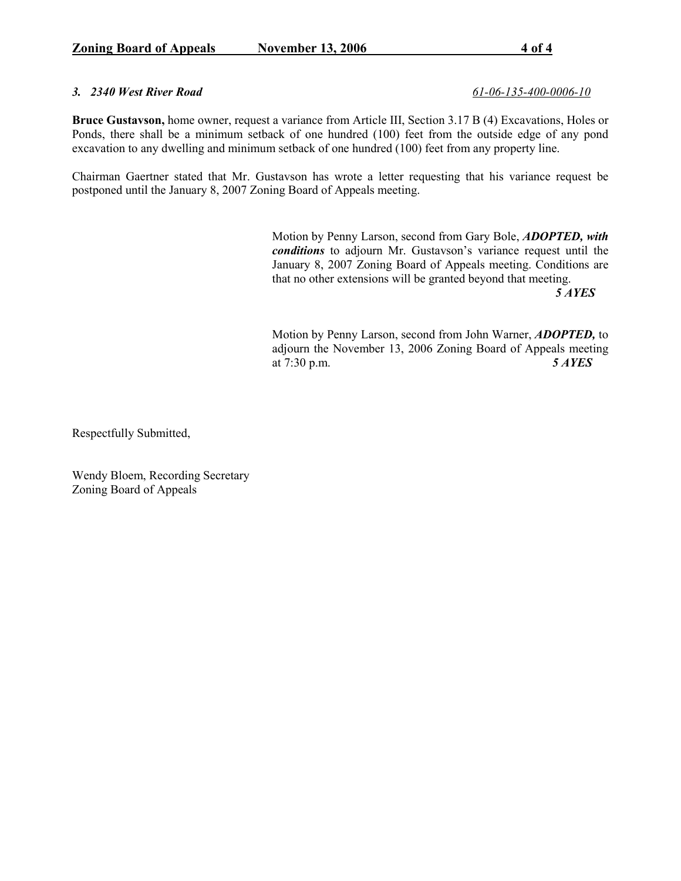***3. 2340 West River Road*** *61-06-135-400-0006-10*

**Bruce Gustavson,** home owner, request a variance from Article III, Section 3.17 B (4) Excavations, Holes or Ponds, there shall be a minimum setback of one hundred (100) feet from the outside edge of any pond excavation to any dwelling and minimum setback of one hundred (100) feet from any property line.

Chairman Gaertner stated that Mr. Gustavson has wrote a letter requesting that his variance request be postponed until the January 8, 2007 Zoning Board of Appeals meeting.

Motion by Penny Larson, second from Gary Bole, ***ADOPTED, with conditions*** to adjourn Mr. Gustavson's variance request until the January 8, 2007 Zoning Board of Appeals meeting. Conditions are that no other extensions will be granted beyond that meeting.
***5 AYES***

Motion by Penny Larson, second from John Warner, ***ADOPTED,*** to adjourn the November 13, 2006 Zoning Board of Appeals meeting at 7:30 p.m. ***5 AYES***

Respectfully Submitted,

Wendy Bloem, Recording Secretary
Zoning Board of Appeals